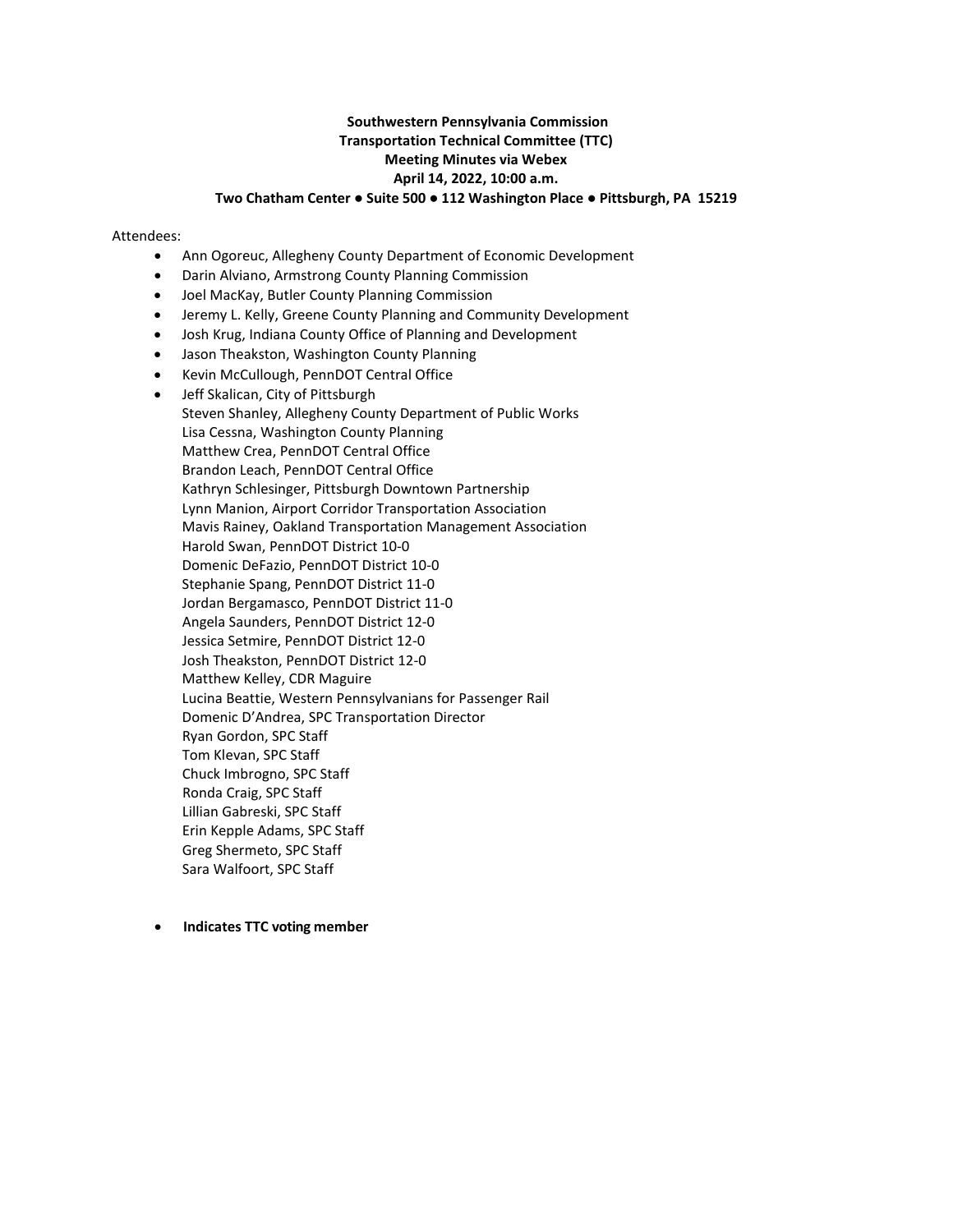**Southwestern Pennsylvania Commission**
**Transportation Technical Committee (TTC)**
**Meeting Minutes via Webex**
**April 14, 2022, 10:00 a.m.**
**Two Chatham Center ● Suite 500 ● 112 Washington Place ● Pittsburgh, PA 15219**

Attendees:

- Ann Ogoreuc, Allegheny County Department of Economic Development
- Darin Alviano, Armstrong County Planning Commission
- Joel MacKay, Butler County Planning Commission
- Jeremy L. Kelly, Greene County Planning and Community Development
- Josh Krug, Indiana County Office of Planning and Development
- Jason Theakston, Washington County Planning
- Kevin McCullough, PennDOT Central Office
- Jeff Skalican, City of Pittsburgh

  Steven Shanley, Allegheny County Department of Public Works
  Lisa Cessna, Washington County Planning
  Matthew Crea, PennDOT Central Office
  Brandon Leach, PennDOT Central Office
  Kathryn Schlesinger, Pittsburgh Downtown Partnership
  Lynn Manion, Airport Corridor Transportation Association
  Mavis Rainey, Oakland Transportation Management Association
  Harold Swan, PennDOT District 10-0
  Domenic DeFazio, PennDOT District 10-0
  Stephanie Spang, PennDOT District 11-0
  Jordan Bergamasco, PennDOT District 11-0
  Angela Saunders, PennDOT District 12-0
  Jessica Setmire, PennDOT District 12-0
  Josh Theakston, PennDOT District 12-0
  Matthew Kelley, CDR Maguire
  Lucina Beattie, Western Pennsylvanians for Passenger Rail
  Domenic D'Andrea, SPC Transportation Director
  Ryan Gordon, SPC Staff
  Tom Klevan, SPC Staff
  Chuck Imbrogno, SPC Staff
  Ronda Craig, SPC Staff
  Lillian Gabreski, SPC Staff
  Erin Kepple Adams, SPC Staff
  Greg Shermeto, SPC Staff
  Sara Walfoort, SPC Staff

- **Indicates TTC voting member**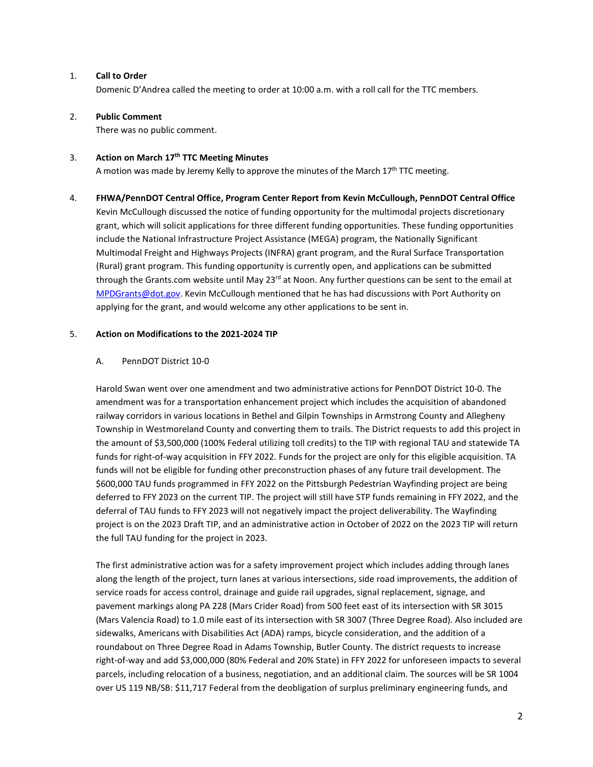1. **Call to Order**

   Domenic D'Andrea called the meeting to order at 10:00 a.m. with a roll call for the TTC members.

2. **Public Comment**

   There was no public comment.

3. **Action on March 17th TTC Meeting Minutes**

   A motion was made by Jeremy Kelly to approve the minutes of the March 17th TTC meeting.

4. **FHWA/PennDOT Central Office, Program Center Report from Kevin McCullough, PennDOT Central Office**

   Kevin McCullough discussed the notice of funding opportunity for the multimodal projects discretionary grant, which will solicit applications for three different funding opportunities. These funding opportunities include the National Infrastructure Project Assistance (MEGA) program, the Nationally Significant Multimodal Freight and Highways Projects (INFRA) grant program, and the Rural Surface Transportation (Rural) grant program. This funding opportunity is currently open, and applications can be submitted through the Grants.com website until May 23rd at Noon. Any further questions can be sent to the email at MPDGrants@dot.gov. Kevin McCullough mentioned that he has had discussions with Port Authority on applying for the grant, and would welcome any other applications to be sent in.

5. **Action on Modifications to the 2021-2024 TIP**

   A. PennDOT District 10-0

   Harold Swan went over one amendment and two administrative actions for PennDOT District 10-0. The amendment was for a transportation enhancement project which includes the acquisition of abandoned railway corridors in various locations in Bethel and Gilpin Townships in Armstrong County and Allegheny Township in Westmoreland County and converting them to trails. The District requests to add this project in the amount of $3,500,000 (100% Federal utilizing toll credits) to the TIP with regional TAU and statewide TA funds for right-of-way acquisition in FFY 2022. Funds for the project are only for this eligible acquisition. TA funds will not be eligible for funding other preconstruction phases of any future trail development. The $600,000 TAU funds programmed in FFY 2022 on the Pittsburgh Pedestrian Wayfinding project are being deferred to FFY 2023 on the current TIP. The project will still have STP funds remaining in FFY 2022, and the deferral of TAU funds to FFY 2023 will not negatively impact the project deliverability. The Wayfinding project is on the 2023 Draft TIP, and an administrative action in October of 2022 on the 2023 TIP will return the full TAU funding for the project in 2023.

   The first administrative action was for a safety improvement project which includes adding through lanes along the length of the project, turn lanes at various intersections, side road improvements, the addition of service roads for access control, drainage and guide rail upgrades, signal replacement, signage, and pavement markings along PA 228 (Mars Crider Road) from 500 feet east of its intersection with SR 3015 (Mars Valencia Road) to 1.0 mile east of its intersection with SR 3007 (Three Degree Road). Also included are sidewalks, Americans with Disabilities Act (ADA) ramps, bicycle consideration, and the addition of a roundabout on Three Degree Road in Adams Township, Butler County. The district requests to increase right-of-way and add $3,000,000 (80% Federal and 20% State) in FFY 2022 for unforeseen impacts to several parcels, including relocation of a business, negotiation, and an additional claim. The sources will be SR 1004 over US 119 NB/SB: $11,717 Federal from the deobligation of surplus preliminary engineering funds, and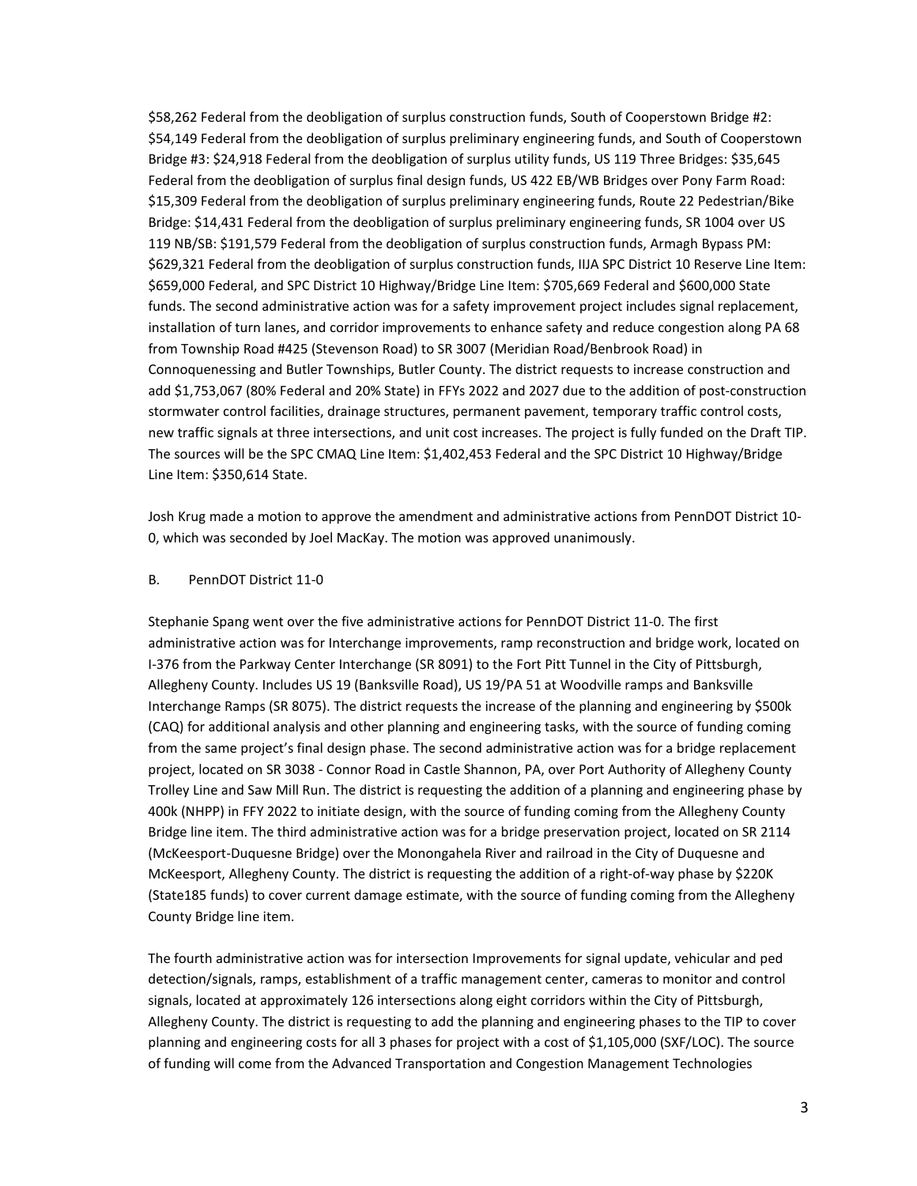$58,262 Federal from the deobligation of surplus construction funds, South of Cooperstown Bridge #2: $54,149 Federal from the deobligation of surplus preliminary engineering funds, and South of Cooperstown Bridge #3: $24,918 Federal from the deobligation of surplus utility funds, US 119 Three Bridges: $35,645 Federal from the deobligation of surplus final design funds, US 422 EB/WB Bridges over Pony Farm Road: $15,309 Federal from the deobligation of surplus preliminary engineering funds, Route 22 Pedestrian/Bike Bridge: $14,431 Federal from the deobligation of surplus preliminary engineering funds, SR 1004 over US 119 NB/SB: $191,579 Federal from the deobligation of surplus construction funds, Armagh Bypass PM: $629,321 Federal from the deobligation of surplus construction funds, IIJA SPC District 10 Reserve Line Item: $659,000 Federal, and SPC District 10 Highway/Bridge Line Item: $705,669 Federal and $600,000 State funds. The second administrative action was for a safety improvement project includes signal replacement, installation of turn lanes, and corridor improvements to enhance safety and reduce congestion along PA 68 from Township Road #425 (Stevenson Road) to SR 3007 (Meridian Road/Benbrook Road) in Connoquenessing and Butler Townships, Butler County. The district requests to increase construction and add $1,753,067 (80% Federal and 20% State) in FFYs 2022 and 2027 due to the addition of post-construction stormwater control facilities, drainage structures, permanent pavement, temporary traffic control costs, new traffic signals at three intersections, and unit cost increases. The project is fully funded on the Draft TIP. The sources will be the SPC CMAQ Line Item: $1,402,453 Federal and the SPC District 10 Highway/Bridge Line Item: $350,614 State.

Josh Krug made a motion to approve the amendment and administrative actions from PennDOT District 10-0, which was seconded by Joel MacKay. The motion was approved unanimously.

B. PennDOT District 11-0

Stephanie Spang went over the five administrative actions for PennDOT District 11-0. The first administrative action was for Interchange improvements, ramp reconstruction and bridge work, located on I-376 from the Parkway Center Interchange (SR 8091) to the Fort Pitt Tunnel in the City of Pittsburgh, Allegheny County. Includes US 19 (Banksville Road), US 19/PA 51 at Woodville ramps and Banksville Interchange Ramps (SR 8075). The district requests the increase of the planning and engineering by $500k (CAQ) for additional analysis and other planning and engineering tasks, with the source of funding coming from the same project's final design phase. The second administrative action was for a bridge replacement project, located on SR 3038 - Connor Road in Castle Shannon, PA, over Port Authority of Allegheny County Trolley Line and Saw Mill Run. The district is requesting the addition of a planning and engineering phase by 400k (NHPP) in FFY 2022 to initiate design, with the source of funding coming from the Allegheny County Bridge line item. The third administrative action was for a bridge preservation project, located on SR 2114 (McKeesport-Duquesne Bridge) over the Monongahela River and railroad in the City of Duquesne and McKeesport, Allegheny County. The district is requesting the addition of a right-of-way phase by $220K (State185 funds) to cover current damage estimate, with the source of funding coming from the Allegheny County Bridge line item.

The fourth administrative action was for intersection Improvements for signal update, vehicular and ped detection/signals, ramps, establishment of a traffic management center, cameras to monitor and control signals, located at approximately 126 intersections along eight corridors within the City of Pittsburgh, Allegheny County. The district is requesting to add the planning and engineering phases to the TIP to cover planning and engineering costs for all 3 phases for project with a cost of $1,105,000 (SXF/LOC). The source of funding will come from the Advanced Transportation and Congestion Management Technologies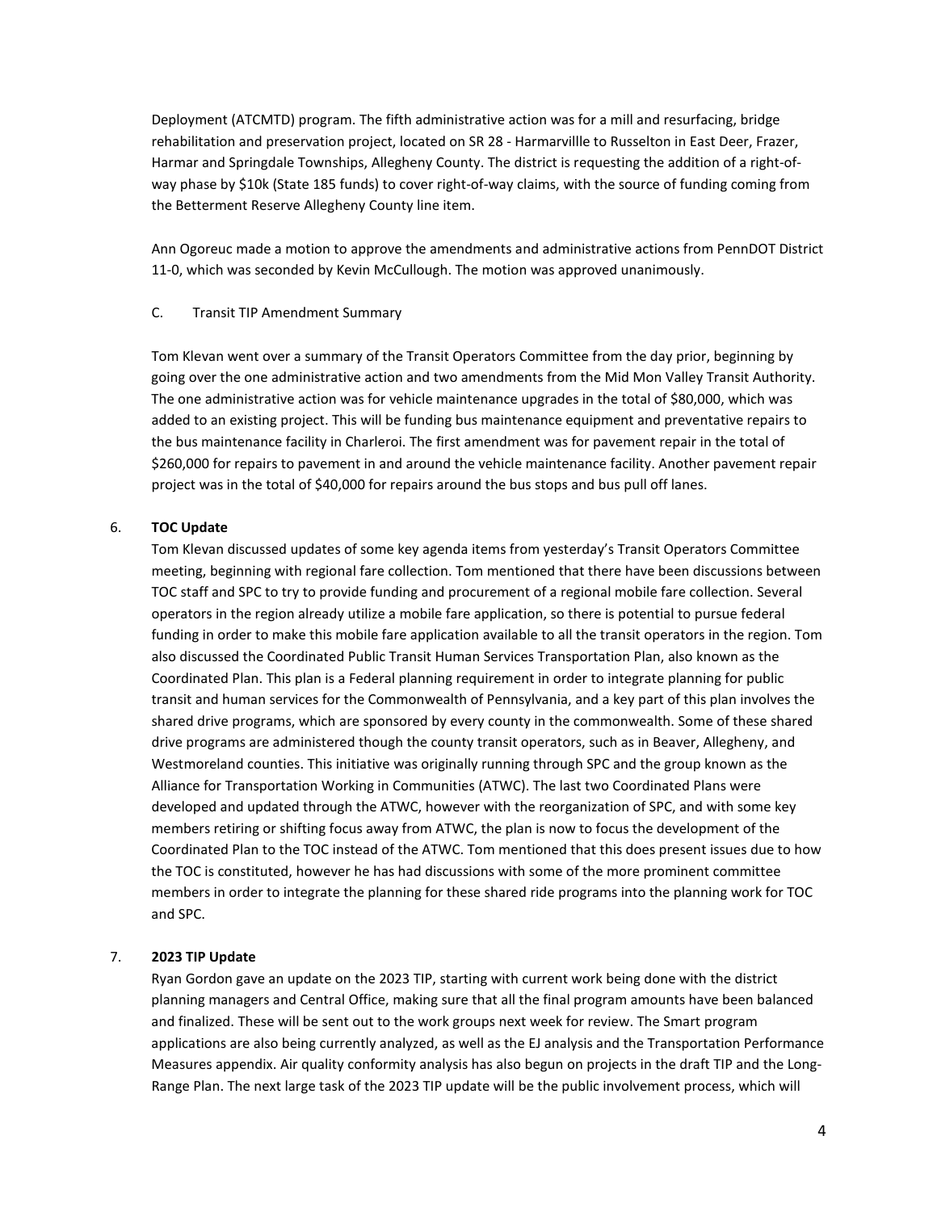Deployment (ATCMTD) program. The fifth administrative action was for a mill and resurfacing, bridge rehabilitation and preservation project, located on SR 28 - Harmarvillle to Russelton in East Deer, Frazer, Harmar and Springdale Townships, Allegheny County. The district is requesting the addition of a right-of-way phase by $10k (State 185 funds) to cover right-of-way claims, with the source of funding coming from the Betterment Reserve Allegheny County line item.

Ann Ogoreuc made a motion to approve the amendments and administrative actions from PennDOT District 11-0, which was seconded by Kevin McCullough. The motion was approved unanimously.

C. Transit TIP Amendment Summary

Tom Klevan went over a summary of the Transit Operators Committee from the day prior, beginning by going over the one administrative action and two amendments from the Mid Mon Valley Transit Authority. The one administrative action was for vehicle maintenance upgrades in the total of $80,000, which was added to an existing project. This will be funding bus maintenance equipment and preventative repairs to the bus maintenance facility in Charleroi. The first amendment was for pavement repair in the total of $260,000 for repairs to pavement in and around the vehicle maintenance facility. Another pavement repair project was in the total of $40,000 for repairs around the bus stops and bus pull off lanes.

6. **TOC Update**

Tom Klevan discussed updates of some key agenda items from yesterday's Transit Operators Committee meeting, beginning with regional fare collection. Tom mentioned that there have been discussions between TOC staff and SPC to try to provide funding and procurement of a regional mobile fare collection. Several operators in the region already utilize a mobile fare application, so there is potential to pursue federal funding in order to make this mobile fare application available to all the transit operators in the region. Tom also discussed the Coordinated Public Transit Human Services Transportation Plan, also known as the Coordinated Plan. This plan is a Federal planning requirement in order to integrate planning for public transit and human services for the Commonwealth of Pennsylvania, and a key part of this plan involves the shared drive programs, which are sponsored by every county in the commonwealth. Some of these shared drive programs are administered though the county transit operators, such as in Beaver, Allegheny, and Westmoreland counties. This initiative was originally running through SPC and the group known as the Alliance for Transportation Working in Communities (ATWC). The last two Coordinated Plans were developed and updated through the ATWC, however with the reorganization of SPC, and with some key members retiring or shifting focus away from ATWC, the plan is now to focus the development of the Coordinated Plan to the TOC instead of the ATWC. Tom mentioned that this does present issues due to how the TOC is constituted, however he has had discussions with some of the more prominent committee members in order to integrate the planning for these shared ride programs into the planning work for TOC and SPC.

7. **2023 TIP Update**

Ryan Gordon gave an update on the 2023 TIP, starting with current work being done with the district planning managers and Central Office, making sure that all the final program amounts have been balanced and finalized. These will be sent out to the work groups next week for review. The Smart program applications are also being currently analyzed, as well as the EJ analysis and the Transportation Performance Measures appendix. Air quality conformity analysis has also begun on projects in the draft TIP and the Long-Range Plan. The next large task of the 2023 TIP update will be the public involvement process, which will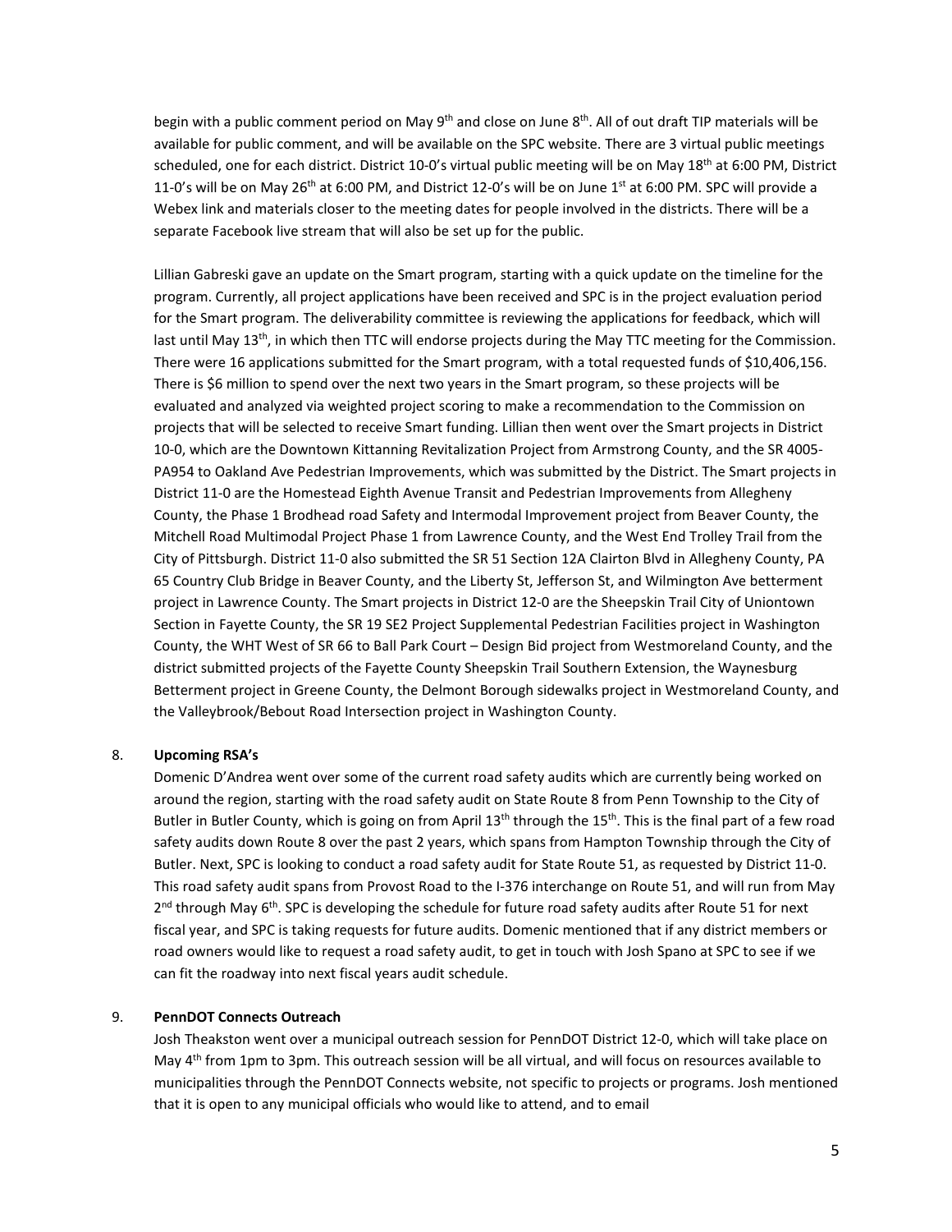begin with a public comment period on May 9th and close on June 8th. All of out draft TIP materials will be available for public comment, and will be available on the SPC website. There are 3 virtual public meetings scheduled, one for each district. District 10-0's virtual public meeting will be on May 18th at 6:00 PM, District 11-0's will be on May 26th at 6:00 PM, and District 12-0's will be on June 1st at 6:00 PM. SPC will provide a Webex link and materials closer to the meeting dates for people involved in the districts. There will be a separate Facebook live stream that will also be set up for the public.

Lillian Gabreski gave an update on the Smart program, starting with a quick update on the timeline for the program. Currently, all project applications have been received and SPC is in the project evaluation period for the Smart program. The deliverability committee is reviewing the applications for feedback, which will last until May 13th, in which then TTC will endorse projects during the May TTC meeting for the Commission. There were 16 applications submitted for the Smart program, with a total requested funds of $10,406,156. There is $6 million to spend over the next two years in the Smart program, so these projects will be evaluated and analyzed via weighted project scoring to make a recommendation to the Commission on projects that will be selected to receive Smart funding. Lillian then went over the Smart projects in District 10-0, which are the Downtown Kittanning Revitalization Project from Armstrong County, and the SR 4005-PA954 to Oakland Ave Pedestrian Improvements, which was submitted by the District. The Smart projects in District 11-0 are the Homestead Eighth Avenue Transit and Pedestrian Improvements from Allegheny County, the Phase 1 Brodhead road Safety and Intermodal Improvement project from Beaver County, the Mitchell Road Multimodal Project Phase 1 from Lawrence County, and the West End Trolley Trail from the City of Pittsburgh. District 11-0 also submitted the SR 51 Section 12A Clairton Blvd in Allegheny County, PA 65 Country Club Bridge in Beaver County, and the Liberty St, Jefferson St, and Wilmington Ave betterment project in Lawrence County. The Smart projects in District 12-0 are the Sheepskin Trail City of Uniontown Section in Fayette County, the SR 19 SE2 Project Supplemental Pedestrian Facilities project in Washington County, the WHT West of SR 66 to Ball Park Court – Design Bid project from Westmoreland County, and the district submitted projects of the Fayette County Sheepskin Trail Southern Extension, the Waynesburg Betterment project in Greene County, the Delmont Borough sidewalks project in Westmoreland County, and the Valleybrook/Bebout Road Intersection project in Washington County.

8. **Upcoming RSA's**

   Domenic D'Andrea went over some of the current road safety audits which are currently being worked on around the region, starting with the road safety audit on State Route 8 from Penn Township to the City of Butler in Butler County, which is going on from April 13th through the 15th. This is the final part of a few road safety audits down Route 8 over the past 2 years, which spans from Hampton Township through the City of Butler. Next, SPC is looking to conduct a road safety audit for State Route 51, as requested by District 11-0. This road safety audit spans from Provost Road to the I-376 interchange on Route 51, and will run from May 2nd through May 6th. SPC is developing the schedule for future road safety audits after Route 51 for next fiscal year, and SPC is taking requests for future audits. Domenic mentioned that if any district members or road owners would like to request a road safety audit, to get in touch with Josh Spano at SPC to see if we can fit the roadway into next fiscal years audit schedule.

9. **PennDOT Connects Outreach**

   Josh Theakston went over a municipal outreach session for PennDOT District 12-0, which will take place on May 4th from 1pm to 3pm. This outreach session will be all virtual, and will focus on resources available to municipalities through the PennDOT Connects website, not specific to projects or programs. Josh mentioned that it is open to any municipal officials who would like to attend, and to email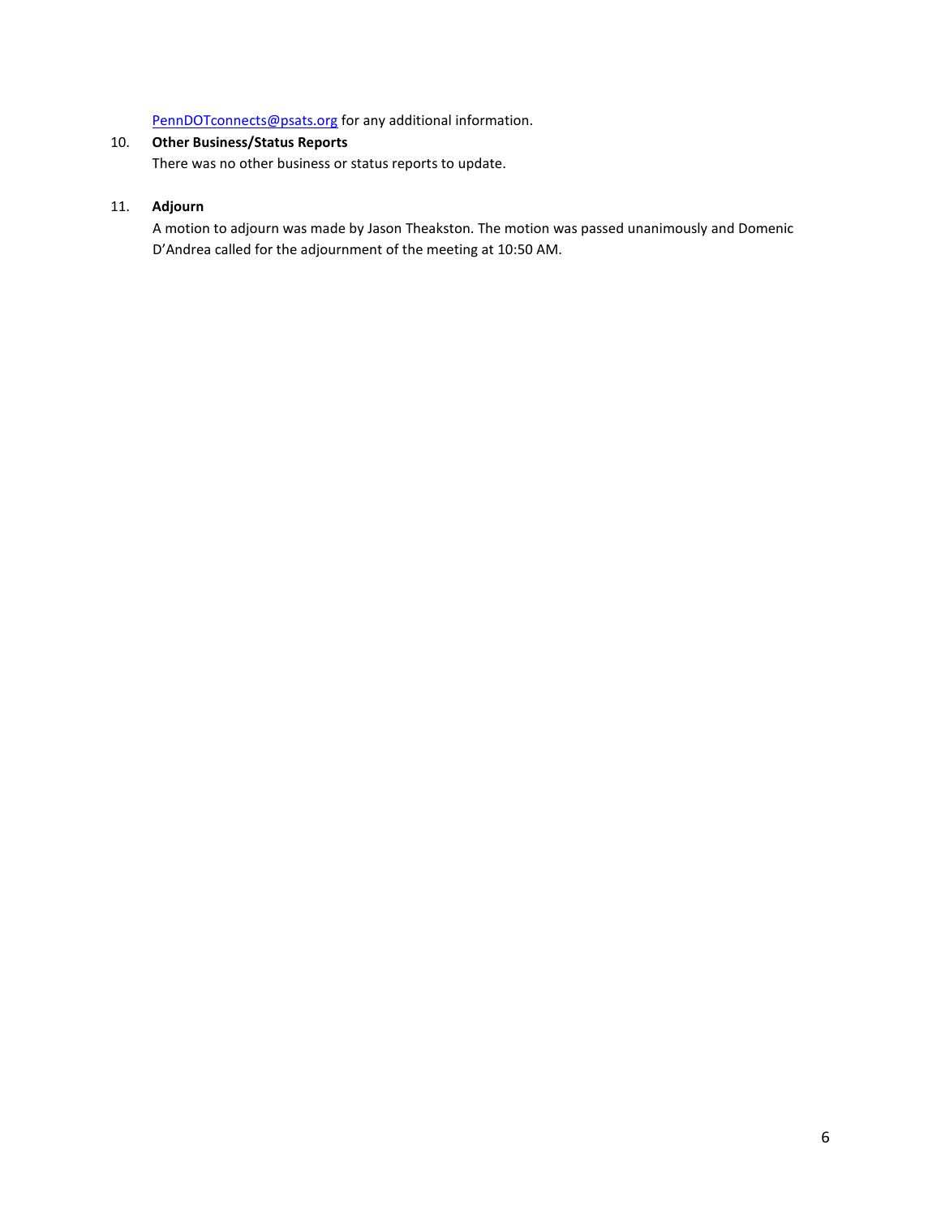PennDOTconnects@psats.org for any additional information.

10. **Other Business/Status Reports**
    There was no other business or status reports to update.

11. **Adjourn**
    A motion to adjourn was made by Jason Theakston. The motion was passed unanimously and Domenic D'Andrea called for the adjournment of the meeting at 10:50 AM.